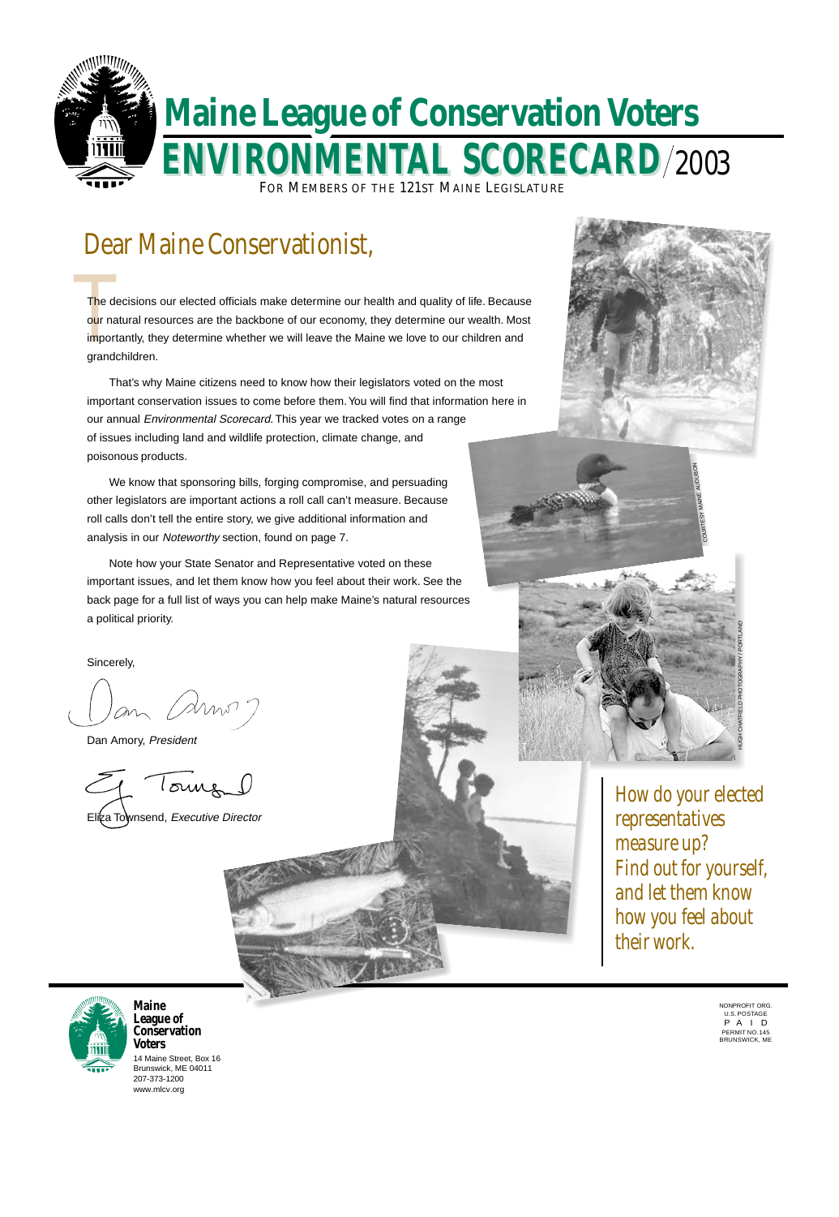# Maine League of Conservation Voters

## ENVIRONMENTAL SCORECARD/2003

FOR MEMBERS OF THE 121ST MAINE LEGISLATURE

## Dear Maine Conservationist,

The decisions our elected officials make determine our health and quality of life. Because our natural resources are the backbone of our economy, they determine our wealth. Most importantly, they determine whether we will leave the Maine we love to our children and grandchildren.

That's why Maine citizens need to know how their legislators voted on the most important conservation issues to come before them. You will find that information here in our annual *Environmental Scorecard*. This year we tracked votes on a range of issues including land and wildlife protection, climate change, and poisonous products.

We know that sponsoring bills, forging compromise, and persuading other legislators are important actions a roll call can't measure. Because roll calls don't tell the entire story, we give additional information and analysis in our *Noteworthy* section, found on page 7.

Note how your State Senator and Representative voted on these important issues, and let them know how you feel about their work. See the back page for a full list of ways you can help make Maine's natural resources a political priority.

Sincerely,

Dan Amory, *President*

Eliza Townsend, *Executive Director*

COURTESY MAINE AUDUBON

HUGH CHATFIELD PHOTOGRAPHY / PORTLAND

*How do your elected representatives measure up? Find out for yourself, and let them know how you feel about their work.*

**Maine League of Conservation Voters**
14 Maine Street, Box 16
Brunswick, ME 04011
207-373-1200
www.mlcv.org

NONPROFIT ORG.
U.S. POSTAGE
PAID
PERMIT NO.145
BRUNSWICK, ME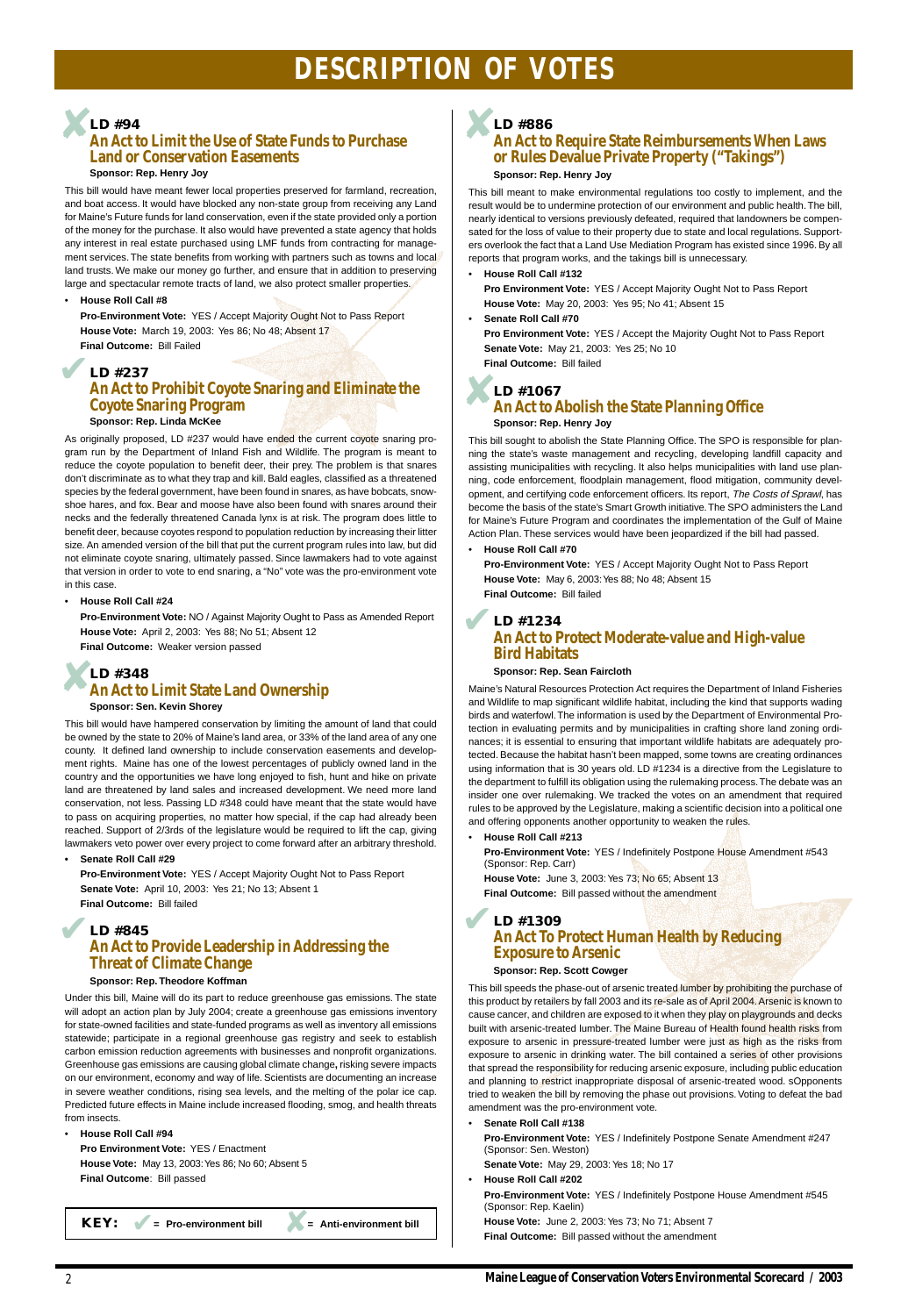# DESCRIPTION OF VOTES

### ✗ LD #94
## An Act to Limit the Use of State Funds to Purchase Land or Conservation Easements

**Sponsor: Rep. Henry Joy**

This bill would have meant fewer local properties preserved for farmland, recreation, and boat access. It would have blocked any non-state group from receiving any Land for Maine's Future funds for land conservation, even if the state provided only a portion of the money for the purchase. It also would have prevented a state agency that holds any interest in real estate purchased using LMF funds from contracting for management services. The state benefits from working with partners such as towns and local land trusts. We make our money go further, and ensure that in addition to preserving large and spectacular remote tracts of land, we also protect smaller properties.

- **House Roll Call #8**

  **Pro-Environment Vote:** YES / Accept Majority Ought Not to Pass Report
  **House Vote:** March 19, 2003: Yes 86; No 48; Absent 17
  **Final Outcome:** Bill Failed

### ✓ LD #237
## An Act to Prohibit Coyote Snaring and Eliminate the Coyote Snaring Program

**Sponsor: Rep. Linda McKee**

As originally proposed, LD #237 would have ended the current coyote snaring program run by the Department of Inland Fish and Wildlife. The program is meant to reduce the coyote population to benefit deer, their prey. The problem is that snares don't discriminate as to what they trap and kill. Bald eagles, classified as a threatened species by the federal government, have been found in snares, as have bobcats, snowshoe hares, and fox. Bear and moose have also been found with snares around their necks and the federally threatened Canada lynx is at risk. The program does little to benefit deer, because coyotes respond to population reduction by increasing their litter size. An amended version of the bill that put the current program rules into law, but did not eliminate coyote snaring, ultimately passed. Since lawmakers had to vote against that version in order to vote to end snaring, a "No" vote was the pro-environment vote in this case.

- **House Roll Call #24**

  **Pro-Environment Vote:** NO / Against Majority Ought to Pass as Amended Report
  **House Vote:** April 2, 2003: Yes 88; No 51; Absent 12
  **Final Outcome:** Weaker version passed

### ✗ LD #348
## An Act to Limit State Land Ownership

**Sponsor: Sen. Kevin Shorey**

This bill would have hampered conservation by limiting the amount of land that could be owned by the state to 20% of Maine's land area, or 33% of the land area of any one county. It defined land ownership to include conservation easements and development rights. Maine has one of the lowest percentages of publicly owned land in the country and the opportunities we have long enjoyed to fish, hunt and hike on private land are threatened by land sales and increased development. We need more land conservation, not less. Passing LD #348 could have meant that the state would have to pass on acquiring properties, no matter how special, if the cap had already been reached. Support of 2/3rds of the legislature would be required to lift the cap, giving lawmakers veto power over every project to come forward after an arbitrary threshold.

- **Senate Roll Call #29**

  **Pro-Environment Vote:** YES / Accept Majority Ought Not to Pass Report
  **Senate Vote:** April 10, 2003: Yes 21; No 13; Absent 1
  **Final Outcome:** Bill failed

### ✓ LD #845
## An Act to Provide Leadership in Addressing the Threat of Climate Change

**Sponsor: Rep. Theodore Koffman**

Under this bill, Maine will do its part to reduce greenhouse gas emissions. The state will adopt an action plan by July 2004; create a greenhouse gas emissions inventory for state-owned facilities and state-funded programs as well as inventory all emissions statewide; participate in a regional greenhouse gas registry and seek to establish carbon emission reduction agreements with businesses and nonprofit organizations. Greenhouse gas emissions are causing global climate change, risking severe impacts on our environment, economy and way of life. Scientists are documenting an increase in severe weather conditions, rising sea levels, and the melting of the polar ice cap. Predicted future effects in Maine include increased flooding, smog, and health threats from insects.

- **House Roll Call #94**

  **Pro Environment Vote:** YES / Enactment
  **House Vote:** May 13, 2003: Yes 86; No 60; Absent 5
  **Final Outcome**: Bill passed

**KEY:** ✓ = **Pro-environment bill** ✗ = **Anti-environment bill**

### ✗ LD #886
## An Act to Require State Reimbursements When Laws or Rules Devalue Private Property ("Takings")

**Sponsor: Rep. Henry Joy**

This bill meant to make environmental regulations too costly to implement, and the result would be to undermine protection of our environment and public health. The bill, nearly identical to versions previously defeated, required that landowners be compensated for the loss of value to their property due to state and local regulations. Supporters overlook the fact that a Land Use Mediation Program has existed since 1996. By all reports that program works, and the takings bill is unnecessary.

- **House Roll Call #132**

  **Pro Environment Vote:** YES / Accept Majority Ought Not to Pass Report
  **House Vote:** May 20, 2003: Yes 95; No 41; Absent 15

- **Senate Roll Call #70**

  **Pro Environment Vote:** YES / Accept the Majority Ought Not to Pass Report
  **Senate Vote:** May 21, 2003: Yes 25; No 10
  **Final Outcome:** Bill failed

### ✗ LD #1067
## An Act to Abolish the State Planning Office

**Sponsor: Rep. Henry Joy**

This bill sought to abolish the State Planning Office. The SPO is responsible for planning the state's waste management and recycling, developing landfill capacity and assisting municipalities with recycling. It also helps municipalities with land use planning, code enforcement, floodplain management, flood mitigation, community development, and certifying code enforcement officers. Its report, *The Costs of Sprawl*, has become the basis of the state's Smart Growth initiative. The SPO administers the Land for Maine's Future Program and coordinates the implementation of the Gulf of Maine Action Plan. These services would have been jeopardized if the bill had passed.

- **House Roll Call #70**

  **Pro-Environment Vote:** YES / Accept Majority Ought Not to Pass Report
  **House Vote:** May 6, 2003: Yes 88; No 48; Absent 15
  **Final Outcome:** Bill failed

### ✓ LD #1234
## An Act to Protect Moderate-value and High-value Bird Habitats

**Sponsor: Rep. Sean Faircloth**

Maine's Natural Resources Protection Act requires the Department of Inland Fisheries and Wildlife to map significant wildlife habitat, including the kind that supports wading birds and waterfowl. The information is used by the Department of Environmental Protection in evaluating permits and by municipalities in crafting shore land zoning ordinances; it is essential to ensuring that important wildlife habitats are adequately protected. Because the habitat hasn't been mapped, some towns are creating ordinances using information that is 30 years old. LD #1234 is a directive from the Legislature to the department to fulfill its obligation using the rulemaking process. The debate was an insider one over rulemaking. We tracked the votes on an amendment that required rules to be approved by the Legislature, making a scientific decision into a political one and offering opponents another opportunity to weaken the rules.

- **House Roll Call #213**

  **Pro-Environment Vote:** YES / Indefinitely Postpone House Amendment #543 (Sponsor: Rep. Carr)
  **House Vote:** June 3, 2003: Yes 73; No 65; Absent 13
  **Final Outcome:** Bill passed without the amendment

### ✓ LD #1309
## An Act To Protect Human Health by Reducing Exposure to Arsenic

**Sponsor: Rep. Scott Cowger**

This bill speeds the phase-out of arsenic treated lumber by prohibiting the purchase of this product by retailers by fall 2003 and its re-sale as of April 2004. Arsenic is known to cause cancer, and children are exposed to it when they play on playgrounds and decks built with arsenic-treated lumber. The Maine Bureau of Health found health risks from exposure to arsenic in pressure-treated lumber were just as high as the risks from exposure to arsenic in drinking water. The bill contained a series of other provisions that spread the responsibility for reducing arsenic exposure, including public education and planning to restrict inappropriate disposal of arsenic-treated wood. sOpponents tried to weaken the bill by removing the phase out provisions. Voting to defeat the bad amendment was the pro-environment vote.

- **Senate Roll Call #138**

  **Pro-Environment Vote:** YES / Indefinitely Postpone Senate Amendment #247 (Sponsor: Sen. Weston)
  **Senate Vote:** May 29, 2003: Yes 18; No 17

- **House Roll Call #202**

  **Pro-Environment Vote:** YES / Indefinitely Postpone House Amendment #545 (Sponsor: Rep. Kaelin)
  **House Vote:** June 2, 2003: Yes 73; No 71; Absent 7
  **Final Outcome:** Bill passed without the amendment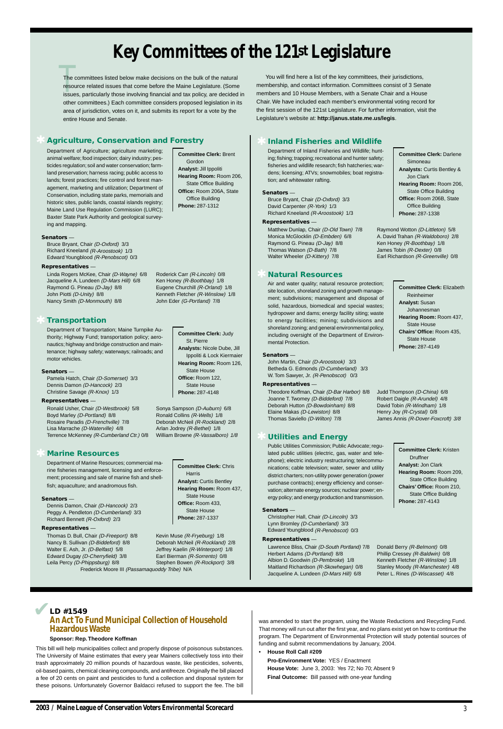# Key Committees of the 121st Legislature

The committees listed below make decisions on the bulk of the natural resource related issues that come before the Maine Legislature. (Some issues, particularly those involving financial and tax policy, are decided in other committees.) Each committee considers proposed legislation in its area of jurisdiction, votes on it, and submits its report for a vote by the entire House and Senate.

You will find here a list of the key committees, their jurisdictions, membership, and contact information. Committees consist of 3 Senate members and 10 House Members, with a Senate Chair and a House Chair. We have included each member's environmental voting record for the first session of the 121st Legislature. For further information, visit the Legislature's website at: **http://janus.state.me.us/legis**.

## Agriculture, Conservation and Forestry

Department of Agriculture; agriculture marketing; animal welfare; food inspection; dairy industry; pesticides regulation; soil and water conservation; farmland preservation; harness racing; public access to lands; forest practices; fire control and forest management, marketing and utilization; Department of Conservation, including state parks, memorials and historic sites, public lands, coastal islands registry; Maine Land Use Regulation Commission (LURC); Baxter State Park Authority and geological surveying and mapping.

**Committee Clerk:** Brent Gordon
**Analyst:** Jill Ippoliti
**Hearing Room:** Room 206, State Office Building
**Office:** Room 206A, State Office Building
**Phone:** 287-1312

**Senators** —
Bruce Bryant, Chair *(D-Oxford)* 3/3
Richard Kneeland *(R-Aroostook)* 1/3
Edward Youngblood *(R-Penobscot)* 0/3

**Representatives** —
Linda Rogers McKee, Chair *(D-Wayne)* 6/8
Jacqueline A. Lundeen *(D-Mars Hill)* 6/8
Raymond G. Pineau *(D-Jay)* 8/8
John Piotti *(D-Unity)* 8/8
Nancy Smith *(D-Monmouth)* 8/8
Roderick Carr *(R-Lincoln)* 0/8
Ken Honey *(R-Boothbay)* 1/8
Eugene Churchill *(R-Orland)* 1/8
Kenneth Fletcher *(R-Winslow)* 1/8
John Eder *(G-Portland)* 7/8

## Transportation

Department of Transportation; Maine Turnpike Authority; Highway Fund; transportation policy; aeronautics; highway and bridge construction and maintenance; highway safety; waterways; railroads; and motor vehicles.

**Committee Clerk:** Judy St. Pierre
**Analysts:** Nicole Dube, Jill Ippoliti & Lock Kiermaier
**Hearing Room:** Room 126, State House
**Office:** Room 122, State House
**Phone:** 287-4148

**Senators** —
Pamela Hatch, Chair *(D-Somerset)* 3/3
Dennis Damon *(D-Hancock)* 2/3
Christine Savage *(R-Knox)* 1/3

**Representatives** —
Ronald Usher, Chair *(D-Westbrook)* 5/8
Boyd Marley *(D-Portland)* 8/8
Rosaire Paradis *(D-Frenchville)* 7/8
Lisa Marrache *(D-Waterville)* 4/8
Terrence McKenney *(R-Cumberland Ctr.)* 0/8
Sonya Sampson *(D-Auburn)* 6/8
Ronald Collins *(R-Wells)* 1/8
Deborah McNeil *(R-Rockland)* 2/8
Arlan Jodrey *(R-Bethel)* 1/8
William Browne *(R-Vassalboro)* 1/8

## Marine Resources

Department of Marine Resources; commercial marine fisheries management, licensing and enforcement; processing and sale of marine fish and shellfish; aquaculture; and anadromous fish.

**Committee Clerk:** Chris Harris
**Analyst:** Curtis Bentley
**Hearing Room:** Room 437, State House
**Office:** Room 433, State House
**Phone:** 287-1337

**Senators** —
Dennis Damon *(D-Hancock)* 2/3
Peggy A. Pendleton *(D-Cumberland)* 3/3
Richard Bennett *(R-Oxford)* 2/3

**Representatives** —
Thomas D. Bull, Chair *(D-Freeport)* 8/8
Nancy B. Sullivan *(D-Biddeford)* 8/8
Walter E. Ash, Jr. *(D-Belfast)* 5/8
Edward Dugay *(D-Cherryfield)* 3/8
Leila Percy *(D-Phippsburg)* 8/8
Kevin Muse *(R-Fryeburg)* 1/8
Deborah McNeil *(R-Rockland)* 2/8
Jeffrey Kaelin *(R-Winterport)* 1/8
Earl Bierman *(R-Sorrento)* 0/8
Stephen Bowen *(R-Rockport)* 3/8
Frederick Moore III *(Passamaquoddy Tribe)* N/A

## Inland Fisheries and Wildlife

Department of Inland Fisheries and Wildlife; hunting; fishing; trapping; recreational and hunter safety; fisheries and wildlife research; fish hatcheries; wardens; licensing; ATVs; snowmobiles; boat registration; and whitewater rafting.

**Committee Clerk:** Darlene Simoneau
**Analysts:** Curtis Bentley & Jon Clark
**Hearing Room:** Room 206, State Office Building
**Office:** Room 206B, State Office Building
**Phone:** 287-1338

**Senators** —
Bruce Bryant, Chair *(D-Oxford)* 3/3
David Carpenter *(R-York)* 1/3
Richard Kneeland *(R-Aroostook)* 1/3

**Representatives** —
Matthew Dunlap, Chair *(D-Old Town)* 7/8
Monica McGlocklin *(D-Embden)* 6/8
Raymond G. Pineau *(D-Jay)* 8/8
Thomas Watson *(D-Bath)* 7/8
Walter Wheeler *(D-Kittery)* 7/8
Raymond Wotton *(D-Littleton)* 5/8
A. David Trahan *(R-Waldoboro)* 2/8
Ken Honey *(R-Boothbay)* 1/8
James Tobin *(R-Dexter)* 0/8
Earl Richardson *(R-Greenville)* 0/8

## Natural Resources

Air and water quality; natural resource protection; site location, shoreland zoning and growth management; subdivisions; management and disposal of solid, hazardous, biomedical and special wastes; hydropower and dams; energy facility siting; waste to energy facilities; mining; subdivisions and shoreland zoning; and general environmental policy, including oversight of the Department of Environmental Protection.

**Committee Clerk:** Elizabeth Reinheimer
**Analyst:** Susan Johannesman
**Hearing Room:** Room 437, State House
**Chairs' Office:** Room 435, State House
**Phone:** 287-4149

**Senators** —
John Martin, Chair *(D-Aroostook)* 3/3
Betheda G. Edmonds *(D-Cumberland)* 3/3
W. Tom Sawyer, Jr. *(R-Penobscot)* 0/3

**Representatives** —
Theodore Koffman, Chair *(D-Bar Harbor)* 8/8
Joanne T. Twomey *(D-Biddeford)* 7/8
Deborah Hutton *(D-Bowdoinham)* 8/8
Elaine Makas *(D-Lewiston)* 8/8
Thomas Saviello *(D-Wilton)* 7/8
Judd Thompson *(D-China)* 6/8
Robert Daigle *(R-Arundel)* 4/8
David Tobin *(R-Windham)* 1/8
Henry Joy *(R-Crystal)* 0/8
James Annis *(R-Dover-Foxcroft)* 3/8

## Utilities and Energy

Public Utilities Commission; Public Advocate; regulated public utilities (electric, gas, water and telephone); electric industry restructuring; telecommunications; cable television; water, sewer and utility district charters; non-utility power generation (power purchase contracts); energy efficiency and conservation; alternate energy sources; nuclear power; energy policy; and energy production and transmission.

**Committee Clerk:** Kristen Druffner
**Analyst:** Jon Clark
**Hearing Room:** Room 209, State Office Building
**Chairs' Office:** Room 210, State Office Building
**Phone:** 287-4143

**Senators** —
Christopher Hall, Chair *(D-Lincoln)* 3/3
Lynn Bromley *(D-Cumberland)* 3/3
Edward Youngblood *(R-Penobscot)* 0/3

**Representatives** —
Lawrence Bliss, Chair *(D-South Portland)* 7/8
Herbert Adams *(D-Portland)* 8/8
Albion D. Goodwin *(D-Pembroke)* 1/8
Maitland Richardson *(R-Skowhegan)* 0/8
Jacqueline A. Lundeen *(D-Mars Hill)* 6/8
Donald Berry *(R-Belmont)* 0/8
Phillip Cressey *(R-Baldwin)* 0/8
Kenneth Fletcher *(R-Winslow)* 1/8
Stanley Moody *(R-Manchester)* 4/8
Peter L. Rines *(D-Wiscasset)* 4/8

---

## LD #1549
## An Act To Fund Municipal Collection of Household Hazardous Waste

**Sponsor: Rep. Theodore Koffman**

This bill will help municipalities collect and properly dispose of poisonous substances. The University of Maine estimates that every year Mainers collectively toss into their trash approximately 20 million pounds of hazardous waste, like pesticides, solvents, oil-based paints, chemical cleaning compounds, and antifreeze. Originally the bill placed a fee of 20 cents on paint and pesticides to fund a collection and disposal system for these poisons. Unfortunately Governor Baldacci refused to support the fee. The bill was amended to start the program, using the Waste Reductions and Recycling Fund. That money will run out after the first year, and no plans exist yet on how to continue the program. The Department of Environmental Protection will study potential sources of funding and submit recommendations by January, 2004.

- **House Roll Call #209**

  **Pro-Environment Vote:** YES / Enactment
  **House Vote:** June 3, 2003: Yes 72; No 70; Absent 9
  **Final Outcome:** Bill passed with one-year funding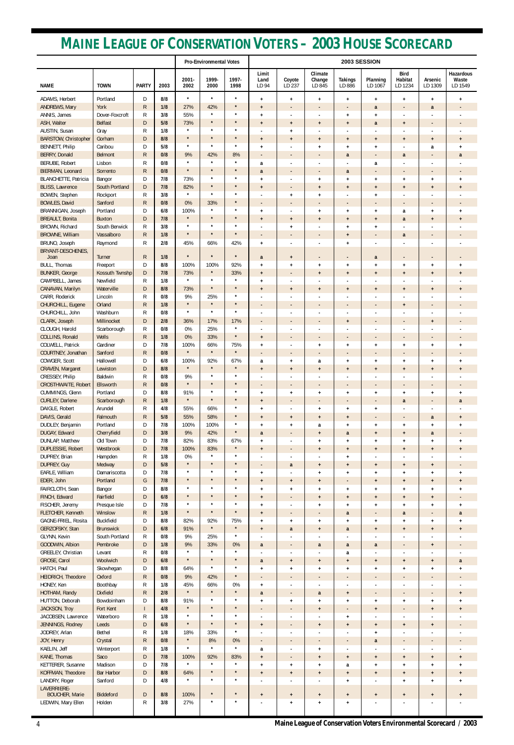# MAINE LEAGUE OF CONSERVATION VOTERS – 2003 HOUSE SCORECARD

| | | | Pro-Environmental Votes | | | | 2003 SESSION | | | | | | | |
|---|---|---|---|---|---|---|---|---|---|---|---|---|---|---|
| NAME | TOWN | PARTY | 2003 | 2001-2002 | 1999-2000 | 1997-1998 | Limit Land LD 94 | Coyote LD 237 | Climate Change LD 845 | Takings LD 886 | Planning LD 1067 | Bird Habitat LD 1234 | Arsenic LD 1309 | Hazardous Waste LD 1549 |
| ADAMS, Herbert | Portland | D | 8/8 | * | * | * | + | + | + | + | + | + | + | + |
| ANDREWS, Mary | York | R | 1/8 | 27% | 42% | * | + | - | - | - | a | - | a | - |
| ANNIS, James | Dover-Foxcroft | R | 3/8 | 55% | * | * | + | - | - | + | + | - | - | - |
| ASH, Walter | Belfast | D | 5/8 | 73% | * | * | + | + | + | + | a | + | - | - |
| AUSTIN, Susan | Gray | R | 1/8 | * | * | * | - | + | - | - | - | - | - | - |
| BARSTOW, Christopher | Gorham | D | 8/8 | * | * | * | + | + | + | + | + | + | + | + |
| BENNETT, Philip | Caribou | D | 5/8 | * | * | * | + | - | + | + | + | - | a | + |
| BERRY, Donald | Belmont | R | 0/8 | 9% | 42% | 8% | - | - | - | a | - | a | - | a |
| BERUBE, Robert | Lisbon | R | 0/8 | * | * | * | a | - | - | - | a | - | - | - |
| BIERMAN, Leonard | Sorrento | R | 0/8 | * | * | * | a | - | - | a | - | - | - | - |
| BLANCHETTE, Patricia | Bangor | D | 7/8 | 73% | * | * | + | - | + | + | + | + | + | + |
| BLISS, Lawrence | South Portland | D | 7/8 | 82% | * | * | + | - | + | + | + | + | + | + |
| BOWEN, Stephen | Rockport | R | 3/8 | * | * | * | - | + | + | - | + | - | - | - |
| BOWLES, David | Sanford | R | 0/8 | 0% | 33% | * | - | - | - | - | - | - | - | - |
| BRANNIGAN, Joseph | Portland | D | 6/8 | 100% | * | * | + | - | + | + | + | a | + | + |
| BREAULT, Bonita | Buxton | D | 7/8 | * | * | * | + | + | + | + | + | a | + | + |
| BROWN, Richard | South Berwick | R | 3/8 | * | * | * | - | + | - | + | + | - | - | - |
| BROWNE, William | Vassalboro | R | 1/8 | * | * | * | - | - | - | + | - | a | - | - |
| BRUNO, Joseph | Raymond | R | 2/8 | 45% | 66% | 42% | + | - | - | + | - | - | - | - |
| BRYANT-DESCHENES, Joan | Turner | R | 1/8 | * | * | * | a | + | - | - | a | - | - | - |
| BULL, Thomas | Freeport | D | 8/8 | 100% | 100% | 92% | + | + | + | + | + | + | + | + |
| BUNKER, George | Kossuth Twnshp | D | 7/8 | 73% | * | 33% | + | - | + | + | + | + | + | + |
| CAMPBELL, James | Newfield | R | 1/8 | * | * | * | + | - | - | - | - | - | - | - |
| CANAVAN, Marilyn | Waterville | D | 8/8 | 73% | * | * | + | + | + | + | + | + | + | + |
| CARR, Roderick | Lincoln | R | 0/8 | 9% | 25% | * | - | - | - | - | - | - | - | - |
| CHURCHILL, Eugene | Orland | R | 1/8 | * | * | * | - | - | - | - | - | + | - | - |
| CHURCHILL, John | Washburn | R | 0/8 | * | * | * | - | - | - | - | - | - | - | - |
| CLARK, Joseph | Millinocket | D | 2/8 | 36% | 17% | 17% | - | - | - | + | - | - | + | - |
| CLOUGH, Harold | Scarborough | R | 0/8 | 0% | 25% | * | - | - | - | - | - | - | - | - |
| COLLINS, Ronald | Wells | R | 1/8 | 0% | 33% | * | + | - | - | - | - | - | - | - |
| COLWELL, Patrick | Gardiner | D | 7/8 | 100% | 66% | 75% | + | - | + | + | + | + | + | + |
| COURTNEY, Jonathan | Sanford | R | 0/8 | * | * | * | - | - | - | - | - | - | - | - |
| COWGER, Scott | Hallowell | D | 6/8 | 100% | 92% | 67% | a | + | a | + | + | + | + | + |
| CRAVEN, Margaret | Lewiston | D | 8/8 | * | * | * | + | + | + | + | + | + | + | + |
| CRESSEY, Philip | Baldwin | R | 0/8 | 9% | * | * | - | - | - | - | - | - | - | - |
| CROSTHWAITE, Robert | Ellsworth | R | 0/8 | * | * | * | - | - | - | - | - | - | - | - |
| CUMMINGS, Glenn | Portland | D | 8/8 | 91% | * | * | + | + | + | + | + | + | + | + |
| CURLEY, Darlene | Scarborough | R | 1/8 | * | * | * | + | - | - | - | - | a | - | a |
| DAIGLE, Robert | Arundel | R | 4/8 | 55% | 66% | * | + | - | + | + | + | - | - | - |
| DAVIS, Gerald | Falmouth | R | 5/8 | 55% | 58% | * | + | + | + | + | - | - | a | + |
| DUDLEY, Benjamin | Portland | D | 7/8 | 100% | 100% | * | + | + | a | + | + | + | + | + |
| DUGAY, Edward | Cherryfield | D | 3/8 | 9% | 42% | * | a | - | + | a | + | + | a | - |
| DUNLAP, Matthew | Old Town | D | 7/8 | 82% | 83% | 67% | + | - | + | + | + | + | + | + |
| DUPLESSIE, Robert | Westbrook | D | 7/8 | 100% | 83% | * | + | - | + | + | + | + | + | + |
| DUPREY, Brian | Hampden | R | 1/8 | 0% | * | * | - | - | - | + | - | - | - | - |
| DUPREY, Guy | Medway | D | 5/8 | * | * | * | - | a | + | + | + | + | + | - |
| EARLE, William | Damariscotta | D | 7/8 | * | * | * | + | - | + | + | + | + | + | + |
| EDER, John | Portland | G | 7/8 | * | * | * | + | + | + | - | + | + | + | + |
| FAIRCLOTH, Sean | Bangor | D | 8/8 | * | * | * | + | + | + | + | + | + | + | + |
| FINCH, Edward | Fairfield | D | 6/8 | * | * | * | + | - | + | + | + | + | + | - |
| FISCHER, Jeremy | Presque Isle | D | 7/8 | * | * | * | + | - | + | + | + | + | + | + |
| FLETCHER, Kenneth | Winslow | R | 1/8 | * | * | * | + | - | - | a | - | a | - | a |
| GAGNE-FRIEL, Rosita | Buckfield | D | 8/8 | 82% | 92% | 75% | + | + | + | + | + | + | + | + |
| GERZOFSKY, Stan | Brunswick | D | 6/8 | 91% | * | * | + | a | + | a | + | + | + | + |
| GLYNN, Kevin | South Portland | R | 0/8 | 9% | 25% | * | - | - | - | - | - | - | - | - |
| GOODWIN, Albion | Pembroke | D | 1/8 | 9% | 33% | 0% | a | - | a | a | a | - | + | - |
| GREELEY, Christian | Levant | R | 0/8 | * | * | * | - | - | - | a | - | - | - | - |
| GROSE, Carol | Woolwich | D | 6/8 | * | * | * | a | + | + | + | + | + | + | a |
| HATCH, Paul | Skowhegan | D | 8/8 | 64% | * | * | + | + | + | + | + | + | + | + |
| HEIDRICH, Theodore | Oxford | R | 0/8 | 9% | 42% | * | - | - | - | - | - | - | - | - |
| HONEY, Ken | Boothbay | R | 1/8 | 45% | 66% | 0% | + | - | - | - | - | - | - | - |
| HOTHAM, Randy | Dixfield | R | 2/8 | * | * | * | a | - | a | + | - | - | - | + |
| HUTTON, Deborah | Bowdoinham | D | 8/8 | 91% | * | * | + | + | + | + | + | + | + | + |
| JACKSON, Troy | Fort Kent | I | 4/8 | * | * | * | - | - | + | - | + | - | + | + |
| JACOBSEN, Lawrence | Waterboro | R | 1/8 | * | * | * | - | - | - | + | - | - | - | - |
| JENNINGS, Rodney | Leeds | D | 6/8 | * | * | * | + | - | + | + | + | + | + | - |
| JODREY, Arlan | Bethel | R | 1/8 | 18% | 33% | * | - | - | - | - | + | - | - | - |
| JOY, Henry | Crystal | R | 0/8 | * | 8% | 0% | - | - | - | - | a | - | - | - |
| KAELIN, Jeff | Winterport | R | 1/8 | * | * | * | a | - | + | - | - | - | - | - |
| KANE, Thomas | Saco | D | 7/8 | 100% | 92% | 83% | + | - | + | + | + | + | + | + |
| KETTERER, Susanne | Madison | D | 7/8 | * | * | * | + | + | + | a | + | + | + | + |
| KOFFMAN, Theodore | Bar Harbor | D | 8/8 | 64% | * | * | + | + | + | + | + | + | + | + |
| LANDRY, Roger | Sanford | D | 4/8 | * | * | * | - | - | - | + | - | + | + | + |
| LAVERRIERE-BOUCHER, Marie | Biddeford | D | 8/8 | 100% | * | * | + | + | + | + | + | + | + | + |
| LEDWIN, Mary Ellen | Holden | R | 3/8 | 27% | * | * | - | + | + | + | - | - | - | - |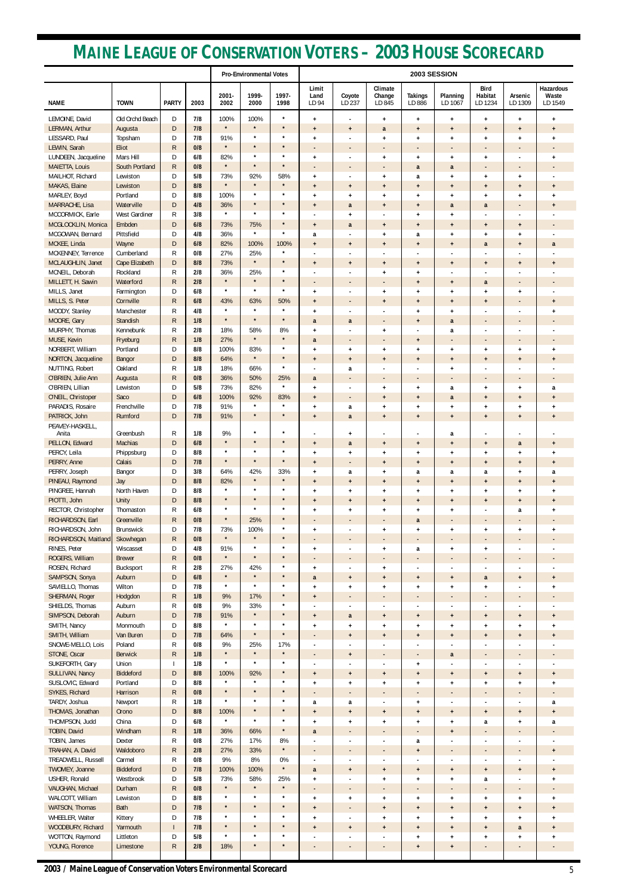# MAINE LEAGUE OF CONSERVATION VOTERS – 2003 HOUSE SCORECARD

| | | | | Pro-Environmental Votes | | | 2003 SESSION | | | | | | | |
|---|---|---|---|---|---|---|---|---|---|---|---|---|---|---|
| NAME | TOWN | PARTY | 2003 | 2001-2002 | 1999-2000 | 1997-1998 | Limit Land LD 94 | Coyote LD 237 | Climate Change LD 845 | Takings LD 886 | Planning LD 1067 | Bird Habitat LD 1234 | Arsenic LD 1309 | Hazardous Waste LD 1549 |
| LEMOINE, David | Old Orchd Beach | D | 7/8 | 100% | 100% | * | + | - | + | + | + | + | + | + |
| LERMAN, Arthur | Augusta | D | 7/8 | * | * | * | + | + | a | + | + | + | + | + |
| LESSARD, Paul | Topsham | D | 7/8 | 91% | * | * | + | - | + | + | + | + | + | + |
| LEWIN, Sarah | Eliot | R | 0/8 | * | * | * | - | - | - | - | - | - | - | - |
| LUNDEEN, Jacqueline | Mars Hill | D | 6/8 | 82% | * | * | + | - | + | + | + | + | - | + |
| MAIETTA, Louis | South Portland | R | 0/8 | * | * | * | - | - | - | a | a | - | - | - |
| MAILHOT, Richard | Lewiston | D | 5/8 | 73% | 92% | 58% | + | - | + | a | + | + | + | - |
| MAKAS, Elaine | Lewiston | D | 8/8 | * | * | * | + | + | + | + | + | + | + | + |
| MARLEY, Boyd | Portland | D | 8/8 | 100% | * | * | + | + | + | + | + | + | + | + |
| MARRACHE, Lisa | Waterville | D | 4/8 | 36% | * | * | + | a | + | + | a | a | - | + |
| MCCORMICK, Earle | West Gardiner | R | 3/8 | * | * | * | - | + | - | + | + | - | - | - |
| MCGLOCKLIN, Monica | Embden | D | 6/8 | 73% | 75% | * | + | a | + | + | + | + | + | - |
| MCGOWAN, Bernard | Pittsfield | D | 4/8 | 36% | * | * | a | - | + | a | + | + | + | - |
| MCKEE, Linda | Wayne | D | 6/8 | 82% | 100% | 100% | + | + | + | + | + | a | + | a |
| MCKENNEY, Terrence | Cumberland | R | 0/8 | 27% | 25% | * | - | - | - | - | - | - | - | - |
| MCLAUGHLIN, Janet | Cape Elizabeth | D | 8/8 | 73% | * | * | + | + | + | + | + | + | + | + |
| MCNEIL, Deborah | Rockland | R | 2/8 | 36% | 25% | * | - | - | + | + | - | - | - | - |
| MILLETT, H. Sawin | Waterford | R | 2/8 | * | * | * | - | - | - | + | + | a | - | - |
| MILLS, Janet | Farmington | D | 6/8 | * | * | * | + | - | + | + | + | + | + | - |
| MILLS, S. Peter | Cornville | R | 6/8 | 43% | 63% | 50% | + | - | + | + | + | + | - | + |
| MOODY, Stanley | Manchester | R | 4/8 | * | * | * | + | - | - | + | + | - | - | + |
| MOORE, Gary | Standish | R | 1/8 | * | * | * | a | a | - | + | a | - | - | - |
| MURPHY, Thomas | Kennebunk | R | 2/8 | 18% | 58% | 8% | + | - | + | - | a | - | - | - |
| MUSE, Kevin | Fryeburg | R | 1/8 | 27% | * | * | a | - | - | + | - | - | - | - |
| NORBERT, William | Portland | D | 8/8 | 100% | 83% | * | + | + | + | + | + | + | + | + |
| NORTON, Jacqueline | Bangor | D | 8/8 | 64% | * | * | + | + | + | + | + | + | + | + |
| NUTTING, Robert | Oakland | R | 1/8 | 18% | 66% | * | - | a | - | - | + | - | - | - |
| O'BRIEN, Julie Ann | Augusta | R | 0/8 | 36% | 50% | 25% | a | - | - | - | - | - | - | - |
| O'BRIEN, Lillian | Lewiston | D | 5/8 | 73% | 82% | * | + | - | + | + | a | + | + | a |
| O'NEIL, Christoper | Saco | D | 6/8 | 100% | 92% | 83% | + | - | + | + | a | + | + | + |
| PARADIS, Rosaire | Frenchville | D | 7/8 | 91% | * | * | + | a | + | + | + | + | + | + |
| PATRICK, John | Rumford | D | 7/8 | 91% | * | * | + | a | + | + | + | + | + | + |
| PEAVEY-HASKELL, Anita | Greenbush | R | 1/8 | 9% | * | * | - | + | - | - | a | - | - | - |
| PELLON, Edward | Machias | D | 6/8 | * | * | * | + | a | + | + | + | + | a | + |
| PERCY, Leila | Phippsburg | D | 8/8 | * | * | * | + | + | + | + | + | + | + | + |
| PERRY, Anne | Calais | D | 7/8 | * | * | * | + | - | + | + | + | + | + | + |
| PERRY, Joseph | Bangor | D | 3/8 | 64% | 42% | 33% | + | a | + | a | a | a | + | a |
| PINEAU, Raymond | Jay | D | 8/8 | 82% | * | * | + | + | + | + | + | + | + | + |
| PINGREE, Hannah | North Haven | D | 8/8 | * | * | * | + | + | + | + | + | + | + | + |
| PIOTTI, John | Unity | D | 8/8 | * | * | * | + | + | + | + | + | + | + | + |
| RECTOR, Christopher | Thomaston | R | 6/8 | * | * | * | + | + | + | + | + | - | a | + |
| RICHARDSON, Earl | Greenville | R | 0/8 | * | 25% | * | - | - | - | a | - | - | - | - |
| RICHARDSON, John | Brunswick | D | 7/8 | 73% | 100% | * | + | - | + | + | + | + | + | + |
| RICHARDSON, Maitland | Skowhegan | R | 0/8 | * | * | * | - | - | - | - | - | - | - | - |
| RINES, Peter | Wiscasset | D | 4/8 | 91% | * | * | + | - | + | a | + | + | - | - |
| ROGERS, William | Brewer | R | 0/8 | * | * | * | - | - | - | - | - | - | - | - |
| ROSEN, Richard | Bucksport | R | 2/8 | 27% | 42% | * | + | - | + | - | - | - | - | - |
| SAMPSON, Sonya | Auburn | D | 6/8 | * | * | * | a | + | + | + | + | a | + | + |
| SAVIELLO, Thomas | Wilton | D | 7/8 | * | * | * | + | + | + | + | + | + | - | + |
| SHERMAN, Roger | Hodgdon | R | 1/8 | 9% | 17% | * | + | - | - | - | - | - | - | - |
| SHIELDS, Thomas | Auburn | R | 0/8 | 9% | 33% | * | - | - | - | - | - | - | - | - |
| SIMPSON, Deborah | Auburn | D | 7/8 | 91% | * | * | + | a | + | + | + | + | + | + |
| SMITH, Nancy | Monmouth | D | 8/8 | * | * | * | + | + | + | + | + | + | + | + |
| SMITH, William | Van Buren | D | 7/8 | 64% | * | * | - | + | + | + | + | + | + | + |
| SNOWE-MELLO, Lois | Poland | R | 0/8 | 9% | 25% | 17% | - | - | - | - | - | - | - | - |
| STONE, Oscar | Berwick | R | 1/8 | * | * | * | - | + | - | - | a | - | - | - |
| SUKEFORTH, Gary | Union | I | 1/8 | * | * | * | - | - | - | + | - | - | - | - |
| SULLIVAN, Nancy | Biddeford | D | 8/8 | 100% | 92% | * | + | + | + | + | + | + | + | + |
| SUSLOVIC, Edward | Portland | D | 8/8 | * | * | * | + | + | + | + | + | + | + | + |
| SYKES, Richard | Harrison | R | 0/8 | * | * | * | - | - | - | - | - | - | - | - |
| TARDY, Joshua | Newport | R | 1/8 | * | * | * | a | a | - | + | - | - | - | a |
| THOMAS, Jonathan | Orono | D | 8/8 | 100% | * | * | + | + | + | + | + | + | + | + |
| THOMPSON, Judd | China | D | 6/8 | * | * | * | + | + | + | + | + | a | + | a |
| TOBIN, David | Windham | R | 1/8 | 36% | 66% | * | a | - | - | - | + | - | - | - |
| TOBIN, James | Dexter | R | 0/8 | 27% | 17% | 8% | - | - | - | a | - | - | - | - |
| TRAHAN, A. David | Waldoboro | R | 2/8 | 27% | 33% | * | - | - | - | + | - | - | - | + |
| TREADWELL, Russell | Carmel | R | 0/8 | 9% | 8% | 0% | - | - | - | - | - | - | - | - |
| TWOMEY, Joanne | Biddeford | D | 7/8 | 100% | 100% | * | a | + | + | + | + | + | + | + |
| USHER, Ronald | Westbrook | D | 5/8 | 73% | 58% | 25% | + | - | + | + | + | a | - | + |
| VAUGHAN, Michael | Durham | R | 0/8 | * | * | * | - | - | - | - | - | - | - | - |
| WALCOTT, William | Lewiston | D | 8/8 | * | * | * | + | + | + | + | + | + | + | + |
| WATSON, Thomas | Bath | D | 7/8 | * | * | * | + | - | + | + | + | + | + | + |
| WHEELER, Walter | Kittery | D | 7/8 | * | * | * | + | - | + | + | + | + | + | + |
| WOODBURY, Richard | Yarmouth | I | 7/8 | * | * | * | + | + | + | + | + | + | a | + |
| WOTTON, Raymond | Littleton | D | 5/8 | * | * | * | - | - | - | + | + | + | + | + |
| YOUNG, Florence | Limestone | R | 2/8 | 18% | * | * | - | - | - | + | + | - | - | - |

**2003 / Maine League of Conservation Voters Environmental Scorecard**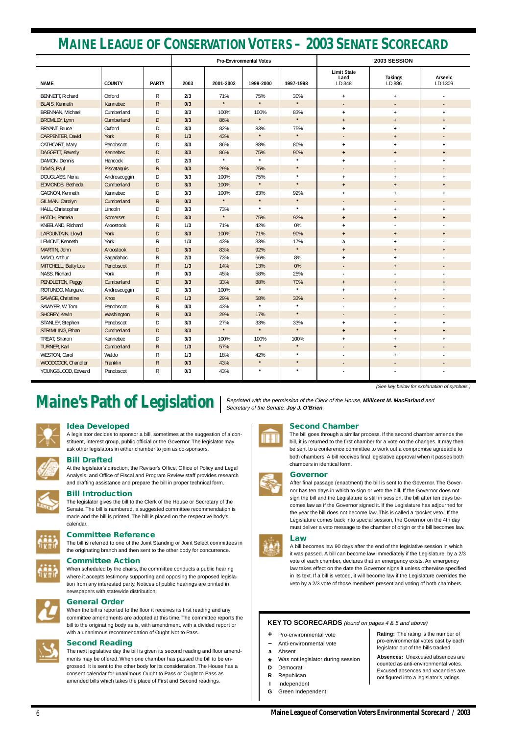# MAINE LEAGUE OF CONSERVATION VOTERS – 2003 SENATE SCORECARD

| | | | Pro-Environmental Votes | | | | 2003 SESSION | | |
|---|---|---|---|---|---|---|---|---|---|
| NAME | COUNTY | PARTY | 2003 | 2001-2002 | 1999-2000 | 1997-1998 | Limit State Land LD 348 | Takings LD 886 | Arsenic LD 1309 |
| BENNETT, Richard | Oxford | R | 2/3 | 71% | 75% | 30% | + | + | - |
| BLAIS, Kenneth | Kennebec | R | 0/3 | * | * | * | - | - | - |
| BRENNAN, Michael | Cumberland | D | 3/3 | 100% | 100% | 83% | + | + | + |
| BROMLEY, Lynn | Cumberland | D | 3/3 | 86% | * | * | + | + | + |
| BRYANT, Bruce | Oxford | D | 3/3 | 82% | 83% | 75% | + | + | + |
| CARPENTER, David | York | R | 1/3 | 43% | * | * | - | + | - |
| CATHCART, Mary | Penobscot | D | 3/3 | 86% | 88% | 80% | + | + | + |
| DAGGETT, Beverly | Kennebec | D | 3/3 | 86% | 75% | 90% | + | + | + |
| DAMON, Dennis | Hancock | D | 2/3 | * | * | * | + | - | + |
| DAVIS, Paul | Piscataquis | R | 0/3 | 29% | 25% | * | - | - | - |
| DOUGLASS, Neria | Androscoggin | D | 3/3 | 100% | 75% | * | + | + | + |
| EDMONDS, Betheda | Cumberland | D | 3/3 | 100% | * | * | + | + | + |
| GAGNON, Kenneth | Kennebec | D | 3/3 | 100% | 83% | 92% | + | + | + |
| GILMAN, Carolyn | Cumberland | R | 0/3 | * | * | * | - | - | - |
| HALL, Christopher | Lincoln | D | 3/3 | 73% | * | * | + | + | + |
| HATCH, Pamela | Somerset | D | 3/3 | * | 75% | 92% | + | + | + |
| KNEELAND, Richard | Aroostook | R | 1/3 | 71% | 42% | 0% | + | - | - |
| LAFOUNTAIN, Lloyd | York | D | 3/3 | 100% | 71% | 90% | + | + | + |
| LEMONT, Kenneth | York | R | 1/3 | 43% | 33% | 17% | a | + | - |
| MARTIN, John | Aroostook | D | 3/3 | 83% | 92% | * | + | + | + |
| MAYO, Arthur | Sagadahoc | R | 2/3 | 73% | 66% | 8% | + | + | - |
| MITCHELL, Betty Lou | Penobscot | R | 1/3 | 14% | 13% | 0% | - | + | - |
| NASS, Richard | York | R | 0/3 | 45% | 58% | 25% | - | - | - |
| PENDLETON, Peggy | Cumberland | D | 3/3 | 33% | 88% | 70% | + | + | + |
| ROTUNDO, Margaret | Androscoggin | D | 3/3 | 100% | * | * | + | + | + |
| SAVAGE, Christine | Knox | R | 1/3 | 29% | 58% | 33% | - | + | - |
| SAWYER, W. Tom | Penobscot | R | 0/3 | 43% | * | * | - | - | - |
| SHOREY, Kevin | Washington | R | 0/3 | 29% | 17% | * | - | - | - |
| STANLEY, Stephen | Penobscot | D | 3/3 | 27% | 33% | 33% | + | + | + |
| STRIMLING, Ethan | Cumberland | D | 3/3 | * | * | * | + | + | + |
| TREAT, Sharon | Kennebec | D | 3/3 | 100% | 100% | 100% | + | + | + |
| TURNER, Karl | Cumberland | R | 1/3 | 57% | * | * | - | + | - |
| WESTON, Carol | Waldo | R | 1/3 | 18% | 42% | * | - | + | - |
| WOODCOCK, Chandler | Franklin | R | 0/3 | 43% | * | * | - | - | - |
| YOUNGBLOOD, Edward | Penobscot | R | 0/3 | 43% | * | * | - | - | - |

*(See key below for explanation of symbols.)*

# Maine's Path of Legislation

*Reprinted with the permission of the Clerk of the House, **Millicent M. MacFarland** and Secretary of the Senate, **Joy J. O'Brien**.*

### Idea Developed

A legislator decides to sponsor a bill, sometimes at the suggestion of a constituent, interest group, public official or the Governor. The legislator may ask other legislators in either chamber to join as co-sponsors.

### Bill Drafted

At the legislator's direction, the Revisor's Office, Office of Policy and Legal Analysis, and Office of Fiscal and Program Review staff provides research and drafting assistance and prepare the bill in proper technical form.

### Bill Introduction

The legislator gives the bill to the Clerk of the House or Secretary of the Senate. The bill is numbered, a suggested committee recommendation is made and the bill is placed on the respective body's calendar.

### Committee Reference

The bill is referred to one of the Joint Standing or Joint Select committees in the originating branch and then sent to the other body for concurrence.

### Committee Action

When scheduled by the chairs, the committee conducts a public hearing where it accepts testimony supporting and opposing the proposed legislation from any interested party. Notices of public hearings are printed in newspapers with statewide distribution.

### General Order

When the bill is reported to the floor it receives its first reading and any committee amendments are adopted at this time. The committee reports the bill to the originating body as is, with amendment, with a divided report or with a unanimous recommendation of Ought Not to Pass.

### Second Reading

The next legislative day the bill is given its second reading and floor amendments may be offered. When one chamber has passed the bill to be engrossed, it is sent to the other body for its consideration. The House has a consent calendar for unanimous Ought to Pass or Ought to Pass as amended bills which takes the place of First and Second readings.

### Second Chamber

The bill goes through a similar process. If the second chamber amends the bill, it is returned to the first chamber for a vote on the changes. It may then be sent to a conference committee to work out a compromise agreeable to both chambers. A bill receives final legislative approval when it passes both chambers in identical form.

### Governor

After final passage (enactment) the bill is sent to the Governor. The Governor has ten days in which to sign or veto the bill. If the Governor does not sign the bill and the Legislature is still in session, the bill after ten days becomes law as if the Governor signed it. If the Legislature has adjourned for the year the bill does not become law. This is called a "pocket veto." If the Legislature comes back into special session, the Governor on the 4th day must deliver a veto message to the chamber of origin or the bill becomes law.

### Law

A bill becomes law 90 days after the end of the legislative session in which it was passed. A bill can become law immediately if the Legislature, by a 2/3 vote of each chamber, declares that an emergency exists. An emergency law takes effect on the date the Governor signs it unless otherwise specified in its text. If a bill is vetoed, it will become law if the Legislature overrides the veto by a 2/3 vote of those members present and voting of both chambers.

### KEY TO SCORECARDS *(found on pages 4 & 5 and above)*

- **+** Pro-environmental vote
- **–** Anti-environmental vote
- **a** Absent
- **\*** Was not legislator during session
- **D** Democrat
- **R** Republican
- **I** Independent
- **G** Green Independent

**Rating:** The rating is the number of pro-environmental votes cast by each legislator out of the bills tracked.

**Absences:** Unexcused absences are counted as anti-environmental votes. Excused absences and vacancies are not figured into a legislator's ratings.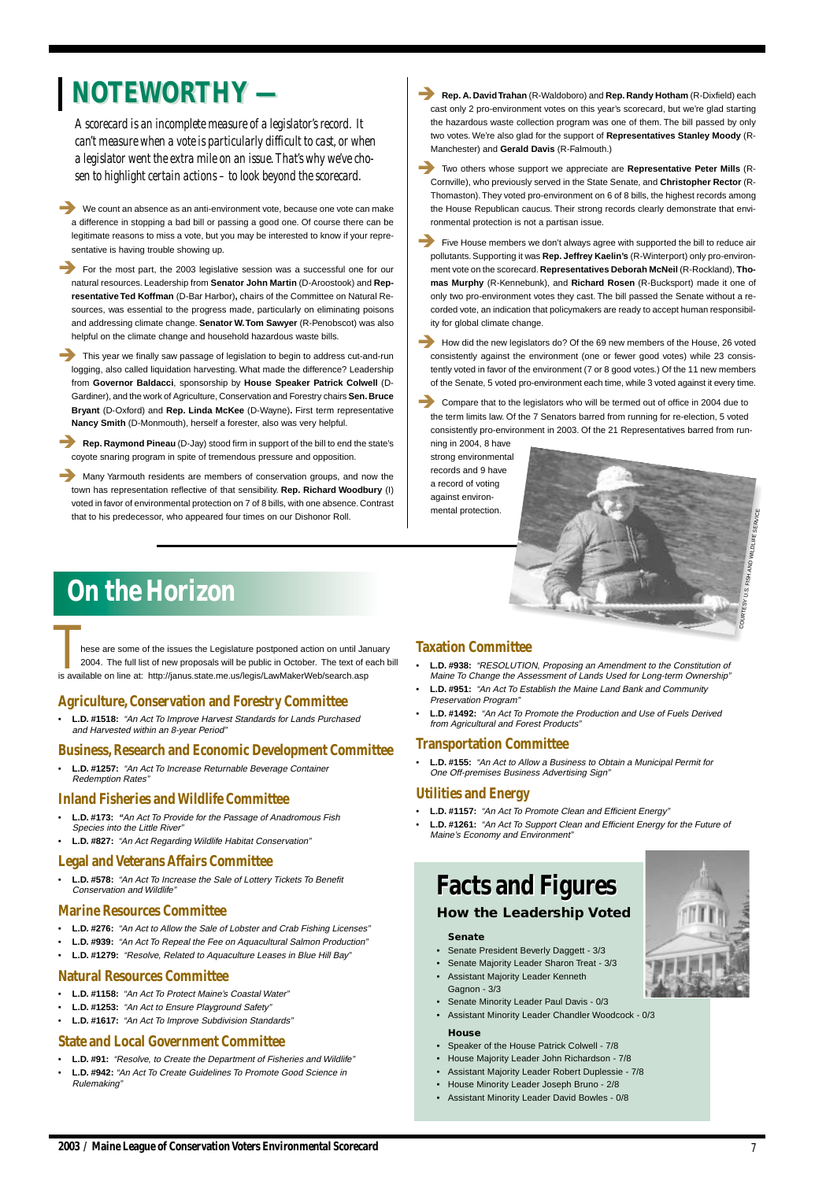# NOTEWORTHY —

*A scorecard is an incomplete measure of a legislator's record. It can't measure when a vote is particularly difficult to cast, or when a legislator went the extra mile on an issue. That's why we've chosen to highlight certain actions – to look beyond the scorecard.*

➔ We count an absence as an anti-environment vote, because one vote can make a difference in stopping a bad bill or passing a good one. Of course there can be legitimate reasons to miss a vote, but you may be interested to know if your representative is having trouble showing up.

➔ For the most part, the 2003 legislative session was a successful one for our natural resources. Leadership from **Senator John Martin** (D-Aroostook) and **Representative Ted Koffman** (D-Bar Harbor), chairs of the Committee on Natural Resources, was essential to the progress made, particularly on eliminating poisons and addressing climate change. **Senator W. Tom Sawyer** (R-Penobscot) was also helpful on the climate change and household hazardous waste bills.

➔ This year we finally saw passage of legislation to begin to address cut-and-run logging, also called liquidation harvesting. What made the difference? Leadership from **Governor Baldacci**, sponsorship by **House Speaker Patrick Colwell** (D-Gardiner), and the work of Agriculture, Conservation and Forestry chairs **Sen. Bruce Bryant** (D-Oxford) and **Rep. Linda McKee** (D-Wayne). First term representative **Nancy Smith** (D-Monmouth), herself a forester, also was very helpful.

➔ **Rep. Raymond Pineau** (D-Jay) stood firm in support of the bill to end the state's coyote snaring program in spite of tremendous pressure and opposition.

➔ Many Yarmouth residents are members of conservation groups, and now the town has representation reflective of that sensibility. **Rep. Richard Woodbury** (I) voted in favor of environmental protection on 7 of 8 bills, with one absence. Contrast that to his predecessor, who appeared four times on our Dishonor Roll.

➔ **Rep. A. David Trahan** (R-Waldoboro) and **Rep. Randy Hotham** (R-Dixfield) each cast only 2 pro-environment votes on this year's scorecard, but we're glad starting the hazardous waste collection program was one of them. The bill passed by only two votes. We're also glad for the support of **Representatives Stanley Moody** (R-Manchester) and **Gerald Davis** (R-Falmouth.)

➔ Two others whose support we appreciate are **Representative Peter Mills** (R-Cornville), who previously served in the State Senate, and **Christopher Rector** (R-Thomaston). They voted pro-environment on 6 of 8 bills, the highest records among the House Republican caucus. Their strong records clearly demonstrate that environmental protection is not a partisan issue.

➔ Five House members we don't always agree with supported the bill to reduce air pollutants. Supporting it was **Rep. Jeffrey Kaelin's** (R-Winterport) only pro-environment vote on the scorecard. **Representatives Deborah McNeil** (R-Rockland), **Thomas Murphy** (R-Kennebunk), and **Richard Rosen** (R-Bucksport) made it one of only two pro-environment votes they cast. The bill passed the Senate without a recorded vote, an indication that policymakers are ready to accept human responsibility for global climate change.

➔ How did the new legislators do? Of the 69 new members of the House, 26 voted consistently against the environment (one or fewer good votes) while 23 consistently voted in favor of the environment (7 or 8 good votes.) Of the 11 new members of the Senate, 5 voted pro-environment each time, while 3 voted against it every time.

➔ Compare that to the legislators who will be termed out of office in 2004 due to the term limits law. Of the 7 Senators barred from running for re-election, 5 voted consistently pro-environment in 2003. Of the 21 Representatives barred from running in 2004, 8 have strong environmental records and 9 have a record of voting against environmental protection.

COURTESY U.S. FISH AND WILDLIFE SERVICE

# On the Horizon

These are some of the issues the Legislature postponed action on until January 2004. The full list of new proposals will be public in October. The text of each bill is available on line at: http://janus.state.me.us/legis/LawMakerWeb/search.asp

## Agriculture, Conservation and Forestry Committee

- **L.D. #1518:** *"An Act To Improve Harvest Standards for Lands Purchased and Harvested within an 8-year Period"*

## Business, Research and Economic Development Committee

- **L.D. #1257:** *"An Act To Increase Returnable Beverage Container Redemption Rates"*

## Inland Fisheries and Wildlife Committee

- **L.D. #173:** *"An Act To Provide for the Passage of Anadromous Fish Species into the Little River"*
- **L.D. #827:** *"An Act Regarding Wildlife Habitat Conservation"*

## Legal and Veterans Affairs Committee

- **L.D. #578:** *"An Act To Increase the Sale of Lottery Tickets To Benefit Conservation and Wildlife"*

## Marine Resources Committee

- **L.D. #276:** *"An Act to Allow the Sale of Lobster and Crab Fishing Licenses"*
- **L.D. #939:** *"An Act To Repeal the Fee on Aquacultural Salmon Production"*
- **L.D. #1279:** *"Resolve, Related to Aquaculture Leases in Blue Hill Bay"*

## Natural Resources Committee

- **L.D. #1158:** *"An Act To Protect Maine's Coastal Water"*
- **L.D. #1253:** *"An Act to Ensure Playground Safety"*
- **L.D. #1617:** *"An Act To Improve Subdivision Standards"*

## State and Local Government Committee

- **L.D. #91:** *"Resolve, to Create the Department of Fisheries and Wildlife"*
- **L.D. #942:** *"An Act To Create Guidelines To Promote Good Science in Rulemaking"*

## Taxation Committee

- **L.D. #938:** *"RESOLUTION, Proposing an Amendment to the Constitution of Maine To Change the Assessment of Lands Used for Long-term Ownership"*
- **L.D. #951:** *"An Act To Establish the Maine Land Bank and Community Preservation Program"*
- **L.D. #1492:** *"An Act To Promote the Production and Use of Fuels Derived from Agricultural and Forest Products"*

## Transportation Committee

- **L.D. #155:** *"An Act to Allow a Business to Obtain a Municipal Permit for One Off-premises Business Advertising Sign"*

## Utilities and Energy

- **L.D. #1157:** *"An Act To Promote Clean and Efficient Energy"*
- **L.D. #1261:** *"An Act To Support Clean and Efficient Energy for the Future of Maine's Economy and Environment"*

# Facts and Figures

### How the Leadership Voted

**Senate**

- Senate President Beverly Daggett - 3/3
- Senate Majority Leader Sharon Treat - 3/3
- Assistant Majority Leader Kenneth Gagnon - 3/3
- Senate Minority Leader Paul Davis - 0/3
- Assistant Minority Leader Chandler Woodcock - 0/3

**House**

- Speaker of the House Patrick Colwell - 7/8
- House Majority Leader John Richardson - 7/8
- Assistant Majority Leader Robert Duplessie - 7/8
- House Minority Leader Joseph Bruno - 2/8
- Assistant Minority Leader David Bowles - 0/8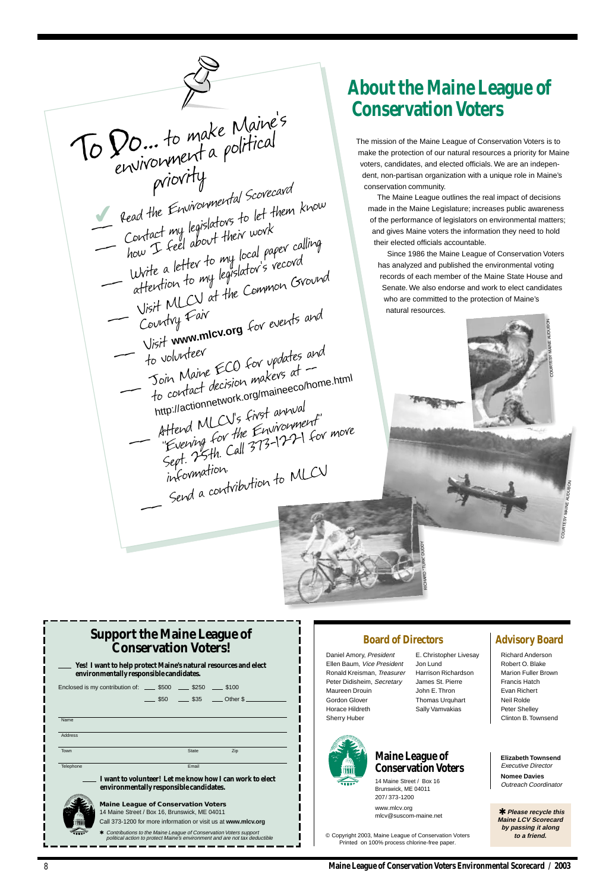To Do... to make Maine's environment a political priority

- ✔ Read the Environmental Scorecard
- Contact my legislators to let them know how I feel about their work
- Write a letter to my local paper calling attention to my legislator's record
- Visit MLCV at the Common Ground Country Fair
- Visit **www.mlcv.org** for events and to volunteer
- Join Maine ECO for updates and to contact decision makers at -- http://actionnetwork.org/maineeco/home.html
- Attend MLCV's first annual "Evening for the Environment" Sept. 25th. Call 373-1221 for more information.
- Send a contribution to MLCV

# About the Maine League of Conservation Voters

The mission of the Maine League of Conservation Voters is to make the protection of our natural resources a priority for Maine voters, candidates, and elected officials. We are an independent, non-partisan organization with a unique role in Maine's conservation community.

The Maine League outlines the real impact of decisions made in the Maine Legislature; increases public awareness of the performance of legislators on environmental matters; and gives Maine voters the information they need to hold their elected officials accountable.

Since 1986 the Maine League of Conservation Voters has analyzed and published the environmental voting records of each member of the Maine State House and Senate. We also endorse and work to elect candidates who are committed to the protection of Maine's natural resources.

COURTESY MAINE AUDUBON

COURTESY MAINE AUDUBON

RICHARD "TURK" DUDDY

## Support the Maine League of Conservation Voters!

___ **Yes! I want to help protect Maine's natural resources and elect environmentally responsible candidates.**

Enclosed is my contribution of: ___ $500 ___ $250 ___ $100 ___ $50 ___ $35 ___ Other $______

Name

Address

Town State Zip

Telephone Email

___ **I want to volunteer! Let me know how I can work to elect environmentally responsible candidates.**

**Maine League of Conservation Voters**
14 Maine Street / Box 16, Brunswick, ME 04011
Call 373-1200 for more information or visit us at **www.mlcv.org**

✱ *Contributions to the Maine League of Conservation Voters support political action to protect Maine's environment and are not tax deductible*

## Board of Directors

Daniel Amory, *President*
Ellen Baum, *Vice President*
Ronald Kreisman, *Treasurer*
Peter Didisheim, *Secretary*
Maureen Drouin
Gordon Glover
Horace Hildreth
Sherry Huber
E. Christopher Livesay
Jon Lund
Harrison Richardson
James St. Pierre
John E. Thron
Thomas Urquhart
Sally Vamvakias

## Advisory Board

Richard Anderson
Robert O. Blake
Marion Fuller Brown
Francis Hatch
Evan Richert
Neil Rolde
Peter Shelley
Clinton B. Townsend

**Maine League of Conservation Voters**
14 Maine Street / Box 16
Brunswick, ME 04011
207/ 373-1200
www.mlcv.org
mlcv@suscom-maine.net

**Elizabeth Townsend**
*Executive Director*

**Nomee Davies**
*Outreach Coordinator*

✱ ***Please recycle this Maine LCV Scorecard by passing it along to a friend.***

© Copyright 2003, Maine League of Conservation Voters
Printed on 100% process chlorine-free paper.